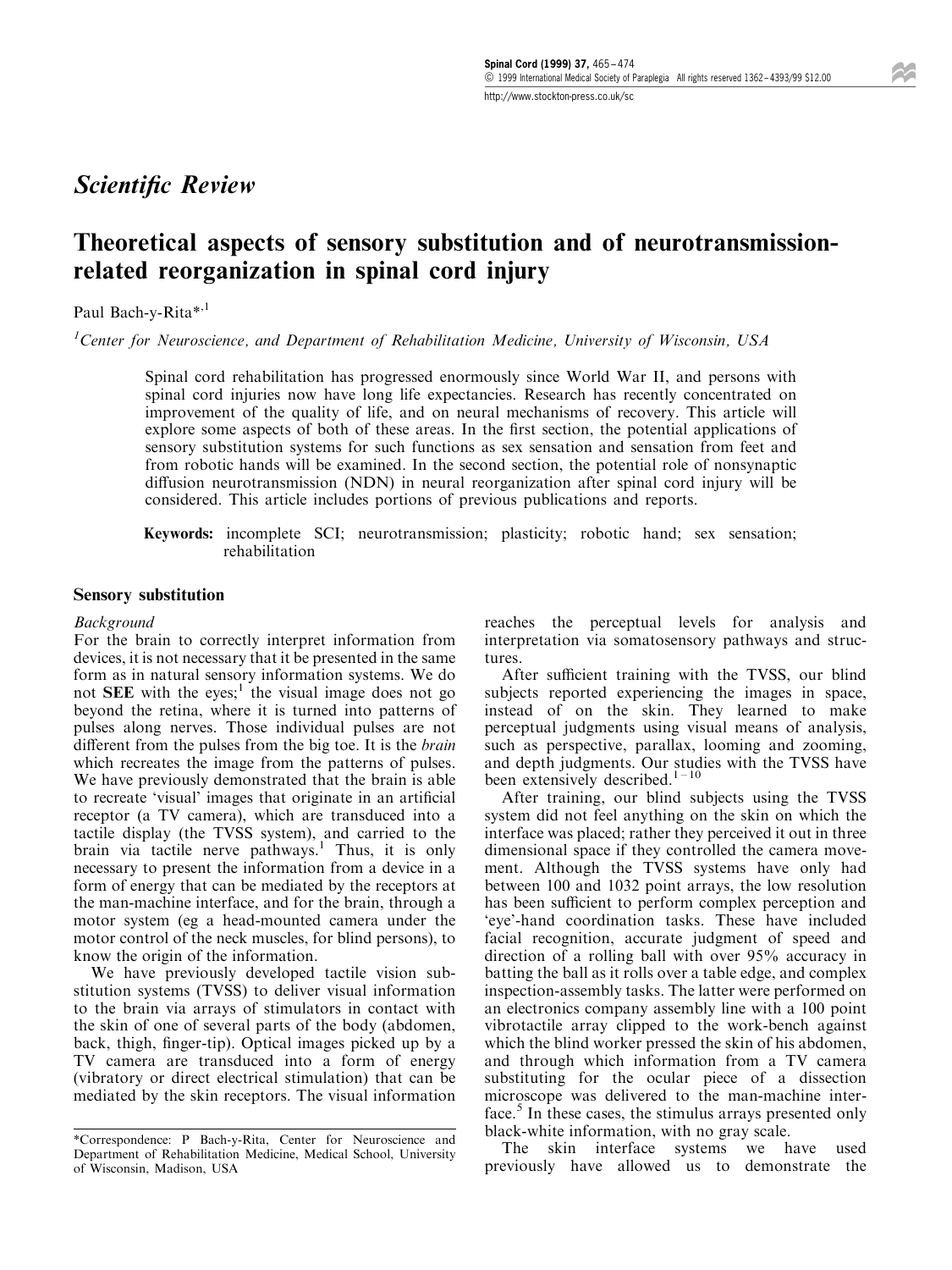## *Scientific Review*

# Theoretical aspects of sensory substitution and of neurotransmission-related reorganization in spinal cord injury

Paul Bach-y-Rita*[,1]

[1]*Center for Neuroscience, and Department of Rehabilitation Medicine, University of Wisconsin, USA*

Spinal cord rehabilitation has progressed enormously since World War II, and persons with spinal cord injuries now have long life expectancies. Research has recently concentrated on improvement of the quality of life, and on neural mechanisms of recovery. This article will explore some aspects of both of these areas. In the first section, the potential applications of sensory substitution systems for such functions as sex sensation and sensation from feet and from robotic hands will be examined. In the second section, the potential role of nonsynaptic diffusion neurotransmission (NDN) in neural reorganization after spinal cord injury will be considered. This article includes portions of previous publications and reports.

**Keywords:** incomplete SCI; neurotransmission; plasticity; robotic hand; sex sensation; rehabilitation

## Sensory substitution

### *Background*

For the brain to correctly interpret information from devices, it is not necessary that it be presented in the same form as in natural sensory information systems. We do not **SEE** with the eyes;[1] the visual image does not go beyond the retina, where it is turned into patterns of pulses along nerves. Those individual pulses are not different from the pulses from the big toe. It is the *brain* which recreates the image from the patterns of pulses. We have previously demonstrated that the brain is able to recreate 'visual' images that originate in an artificial receptor (a TV camera), which are transduced into a tactile display (the TVSS system), and carried to the brain via tactile nerve pathways.[1] Thus, it is only necessary to present the information from a device in a form of energy that can be mediated by the receptors at the man-machine interface, and for the brain, through a motor system (eg a head-mounted camera under the motor control of the neck muscles, for blind persons), to know the origin of the information.

We have previously developed tactile vision substitution systems (TVSS) to deliver visual information to the brain via arrays of stimulators in contact with the skin of one of several parts of the body (abdomen, back, thigh, finger-tip). Optical images picked up by a TV camera are transduced into a form of energy (vibratory or direct electrical stimulation) that can be mediated by the skin receptors. The visual information reaches the perceptual levels for analysis and interpretation via somatosensory pathways and structures.

After sufficient training with the TVSS, our blind subjects reported experiencing the images in space, instead of on the skin. They learned to make perceptual judgments using visual means of analysis, such as perspective, parallax, looming and zooming, and depth judgments. Our studies with the TVSS have been extensively described.[1–10]

After training, our blind subjects using the TVSS system did not feel anything on the skin on which the interface was placed; rather they perceived it out in three dimensional space if they controlled the camera movement. Although the TVSS systems have only had between 100 and 1032 point arrays, the low resolution has been sufficient to perform complex perception and 'eye'-hand coordination tasks. These have included facial recognition, accurate judgment of speed and direction of a rolling ball with over 95% accuracy in batting the ball as it rolls over a table edge, and complex inspection-assembly tasks. The latter were performed on an electronics company assembly line with a 100 point vibrotactile array clipped to the work-bench against which the blind worker pressed the skin of his abdomen, and through which information from a TV camera substituting for the ocular piece of a dissection microscope was delivered to the man-machine interface.[5] In these cases, the stimulus arrays presented only black-white information, with no gray scale.

The skin interface systems we have used previously have allowed us to demonstrate the

*Correspondence: P Bach-y-Rita, Center for Neuroscience and Department of Rehabilitation Medicine, Medical School, University of Wisconsin, Madison, USA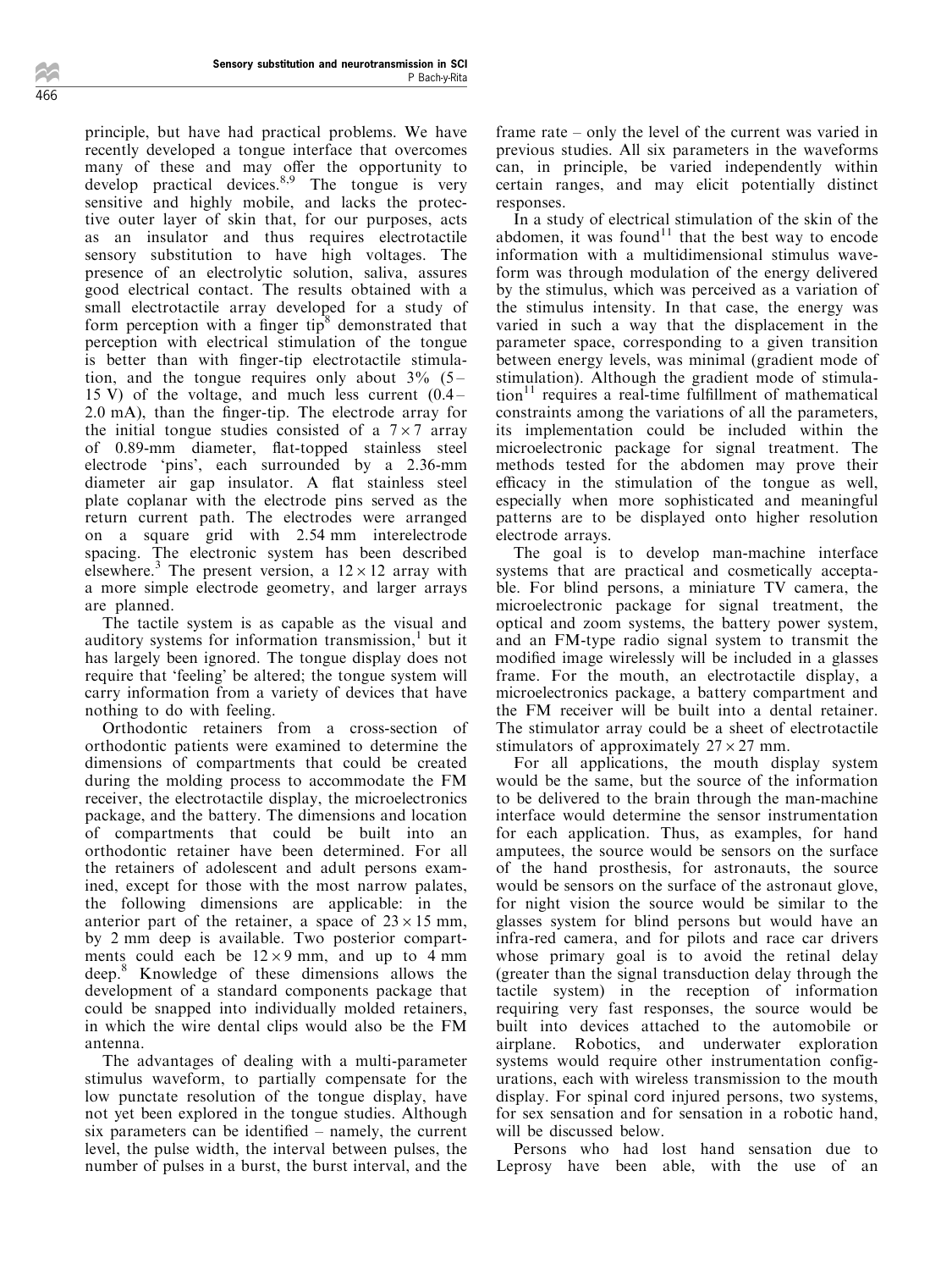principle, but have had practical problems. We have recently developed a tongue interface that overcomes many of these and may offer the opportunity to develop practical devices.[8,9] The tongue is very sensitive and highly mobile, and lacks the protective outer layer of skin that, for our purposes, acts as an insulator and thus requires electrotactile sensory substitution to have high voltages. The presence of an electrolytic solution, saliva, assures good electrical contact. The results obtained with a small electrotactile array developed for a study of form perception with a finger tip[8] demonstrated that perception with electrical stimulation of the tongue is better than with finger-tip electrotactile stimulation, and the tongue requires only about 3% (5–15 V) of the voltage, and much less current (0.4–2.0 mA), than the finger-tip. The electrode array for the initial tongue studies consisted of a $7 \times 7$ array of 0.89-mm diameter, flat-topped stainless steel electrode 'pins', each surrounded by a 2.36-mm diameter air gap insulator. A flat stainless steel plate coplanar with the electrode pins served as the return current path. The electrodes were arranged on a square grid with 2.54 mm interelectrode spacing. The electronic system has been described elsewhere.[3] The present version, a $12 \times 12$ array with a more simple electrode geometry, and larger arrays are planned.

The tactile system is as capable as the visual and auditory systems for information transmission,[1] but it has largely been ignored. The tongue display does not require that 'feeling' be altered; the tongue system will carry information from a variety of devices that have nothing to do with feeling.

Orthodontic retainers from a cross-section of orthodontic patients were examined to determine the dimensions of compartments that could be created during the molding process to accommodate the FM receiver, the electrotactile display, the microelectronics package, and the battery. The dimensions and location of compartments that could be built into an orthodontic retainer have been determined. For all the retainers of adolescent and adult persons examined, except for those with the most narrow palates, the following dimensions are applicable: in the anterior part of the retainer, a space of $23 \times 15$ mm, by 2 mm deep is available. Two posterior compartments could each be $12 \times 9$ mm, and up to 4 mm deep.[8] Knowledge of these dimensions allows the development of a standard components package that could be snapped into individually molded retainers, in which the wire dental clips would also be the FM antenna.

The advantages of dealing with a multi-parameter stimulus waveform, to partially compensate for the low punctate resolution of the tongue display, have not yet been explored in the tongue studies. Although six parameters can be identified – namely, the current level, the pulse width, the interval between pulses, the number of pulses in a burst, the burst interval, and the frame rate – only the level of the current was varied in previous studies. All six parameters in the waveforms can, in principle, be varied independently within certain ranges, and may elicit potentially distinct responses.

In a study of electrical stimulation of the skin of the abdomen, it was found[11] that the best way to encode information with a multidimensional stimulus waveform was through modulation of the energy delivered by the stimulus, which was perceived as a variation of the stimulus intensity. In that case, the energy was varied in such a way that the displacement in the parameter space, corresponding to a given transition between energy levels, was minimal (gradient mode of stimulation). Although the gradient mode of stimulation[11] requires a real-time fulfillment of mathematical constraints among the variations of all the parameters, its implementation could be included within the microelectronic package for signal treatment. The methods tested for the abdomen may prove their efficacy in the stimulation of the tongue as well, especially when more sophisticated and meaningful patterns are to be displayed onto higher resolution electrode arrays.

The goal is to develop man-machine interface systems that are practical and cosmetically acceptable. For blind persons, a miniature TV camera, the microelectronic package for signal treatment, the optical and zoom systems, the battery power system, and an FM-type radio signal system to transmit the modified image wirelessly will be included in a glasses frame. For the mouth, an electrotactile display, a microelectronics package, a battery compartment and the FM receiver will be built into a dental retainer. The stimulator array could be a sheet of electrotactile stimulators of approximately $27 \times 27$ mm.

For all applications, the mouth display system would be the same, but the source of the information to be delivered to the brain through the man-machine interface would determine the sensor instrumentation for each application. Thus, as examples, for hand amputees, the source would be sensors on the surface of the hand prosthesis, for astronauts, the source would be sensors on the surface of the astronaut glove, for night vision the source would be similar to the glasses system for blind persons but would have an infra-red camera, and for pilots and race car drivers whose primary goal is to avoid the retinal delay (greater than the signal transduction delay through the tactile system) in the reception of information requiring very fast responses, the source would be built into devices attached to the automobile or airplane. Robotics, and underwater exploration systems would require other instrumentation configurations, each with wireless transmission to the mouth display. For spinal cord injured persons, two systems, for sex sensation and for sensation in a robotic hand, will be discussed below.

Persons who had lost hand sensation due to Leprosy have been able, with the use of an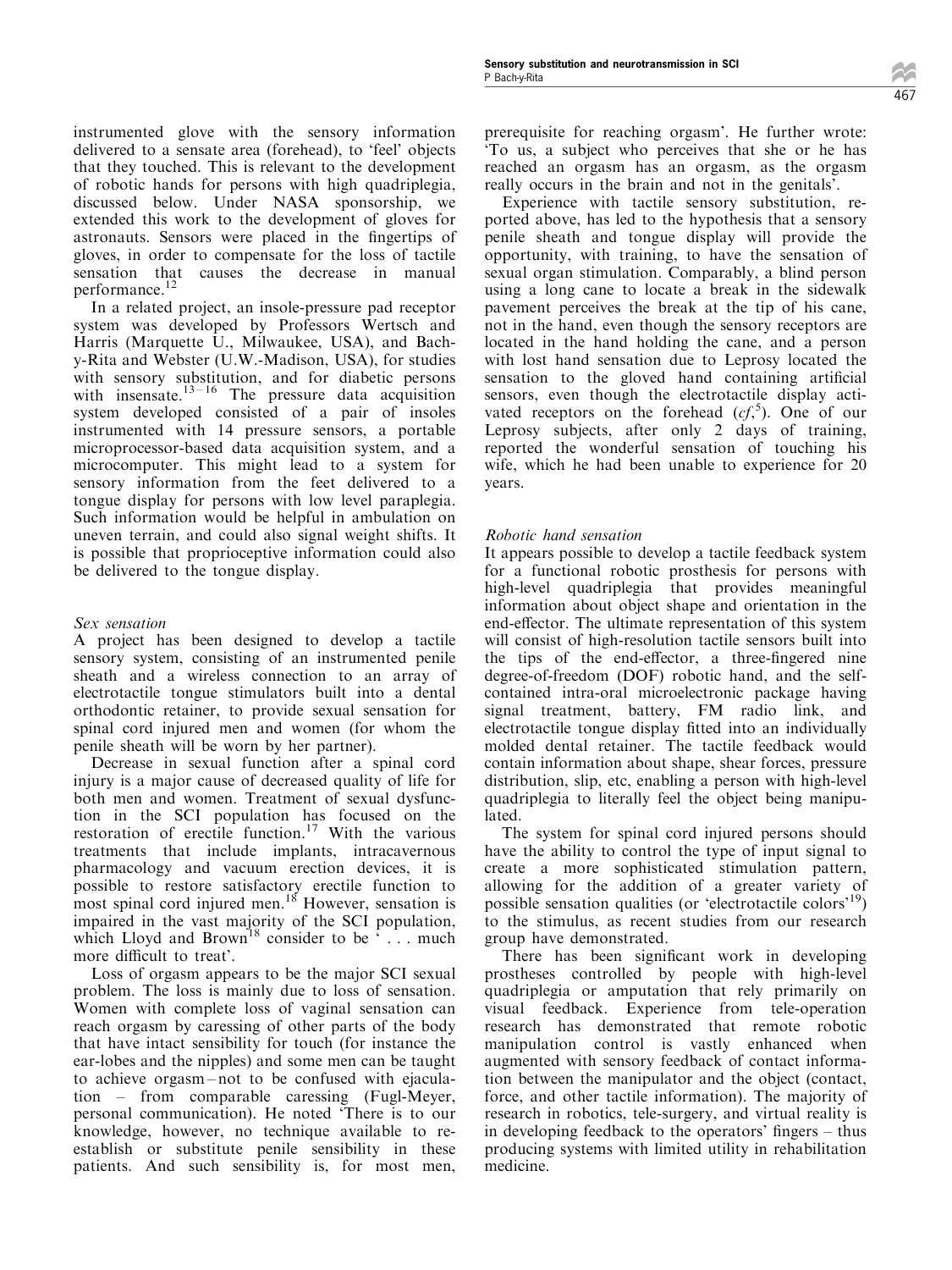instrumented glove with the sensory information delivered to a sensate area (forehead), to 'feel' objects that they touched. This is relevant to the development of robotic hands for persons with high quadriplegia, discussed below. Under NASA sponsorship, we extended this work to the development of gloves for astronauts. Sensors were placed in the fingertips of gloves, in order to compensate for the loss of tactile sensation that causes the decrease in manual performance.[12]

In a related project, an insole-pressure pad receptor system was developed by Professors Wertsch and Harris (Marquette U., Milwaukee, USA), and Bach-y-Rita and Webster (U.W.-Madison, USA), for studies with sensory substitution, and for diabetic persons with insensate.[13–16] The pressure data acquisition system developed consisted of a pair of insoles instrumented with 14 pressure sensors, a portable microprocessor-based data acquisition system, and a microcomputer. This might lead to a system for sensory information from the feet delivered to a tongue display for persons with low level paraplegia. Such information would be helpful in ambulation on uneven terrain, and could also signal weight shifts. It is possible that proprioceptive information could also be delivered to the tongue display.

*Sex sensation*

A project has been designed to develop a tactile sensory system, consisting of an instrumented penile sheath and a wireless connection to an array of electrotactile tongue stimulators built into a dental orthodontic retainer, to provide sexual sensation for spinal cord injured men and women (for whom the penile sheath will be worn by her partner).

Decrease in sexual function after a spinal cord injury is a major cause of decreased quality of life for both men and women. Treatment of sexual dysfunction in the SCI population has focused on the restoration of erectile function.[17] With the various treatments that include implants, intracavernous pharmacology and vacuum erection devices, it is possible to restore satisfactory erectile function to most spinal cord injured men.[18] However, sensation is impaired in the vast majority of the SCI population, which Lloyd and Brown[18] consider to be '. . . much more difficult to treat'.

Loss of orgasm appears to be the major SCI sexual problem. The loss is mainly due to loss of sensation. Women with complete loss of vaginal sensation can reach orgasm by caressing of other parts of the body that have intact sensibility for touch (for instance the ear-lobes and the nipples) and some men can be taught to achieve orgasm – not to be confused with ejaculation – from comparable caressing (Fugl-Meyer, personal communication). He noted 'There is to our knowledge, however, no technique available to re-establish or substitute penile sensibility in these patients. And such sensibility is, for most men, prerequisite for reaching orgasm'. He further wrote: 'To us, a subject who perceives that she or he has reached an orgasm has an orgasm, as the orgasm really occurs in the brain and not in the genitals'.

Experience with tactile sensory substitution, reported above, has led to the hypothesis that a sensory penile sheath and tongue display will provide the opportunity, with training, to have the sensation of sexual organ stimulation. Comparably, a blind person using a long cane to locate a break in the sidewalk pavement perceives the break at the tip of his cane, not in the hand, even though the sensory receptors are located in the hand holding the cane, and a person with lost hand sensation due to Leprosy located the sensation to the gloved hand containing artificial sensors, even though the electrotactile display activated receptors on the forehead (*cf*,[5]). One of our Leprosy subjects, after only 2 days of training, reported the wonderful sensation of touching his wife, which he had been unable to experience for 20 years.

*Robotic hand sensation*

It appears possible to develop a tactile feedback system for a functional robotic prosthesis for persons with high-level quadriplegia that provides meaningful information about object shape and orientation in the end-effector. The ultimate representation of this system will consist of high-resolution tactile sensors built into the tips of the end-effector, a three-fingered nine degree-of-freedom (DOF) robotic hand, and the self-contained intra-oral microelectronic package having signal treatment, battery, FM radio link, and electrotactile tongue display fitted into an individually molded dental retainer. The tactile feedback would contain information about shape, shear forces, pressure distribution, slip, etc, enabling a person with high-level quadriplegia to literally feel the object being manipulated.

The system for spinal cord injured persons should have the ability to control the type of input signal to create a more sophisticated stimulation pattern, allowing for the addition of a greater variety of possible sensation qualities (or 'electrotactile colors'[19]) to the stimulus, as recent studies from our research group have demonstrated.

There has been significant work in developing prostheses controlled by people with high-level quadriplegia or amputation that rely primarily on visual feedback. Experience from tele-operation research has demonstrated that remote robotic manipulation control is vastly enhanced when augmented with sensory feedback of contact information between the manipulator and the object (contact, force, and other tactile information). The majority of research in robotics, tele-surgery, and virtual reality is in developing feedback to the operators' fingers – thus producing systems with limited utility in rehabilitation medicine.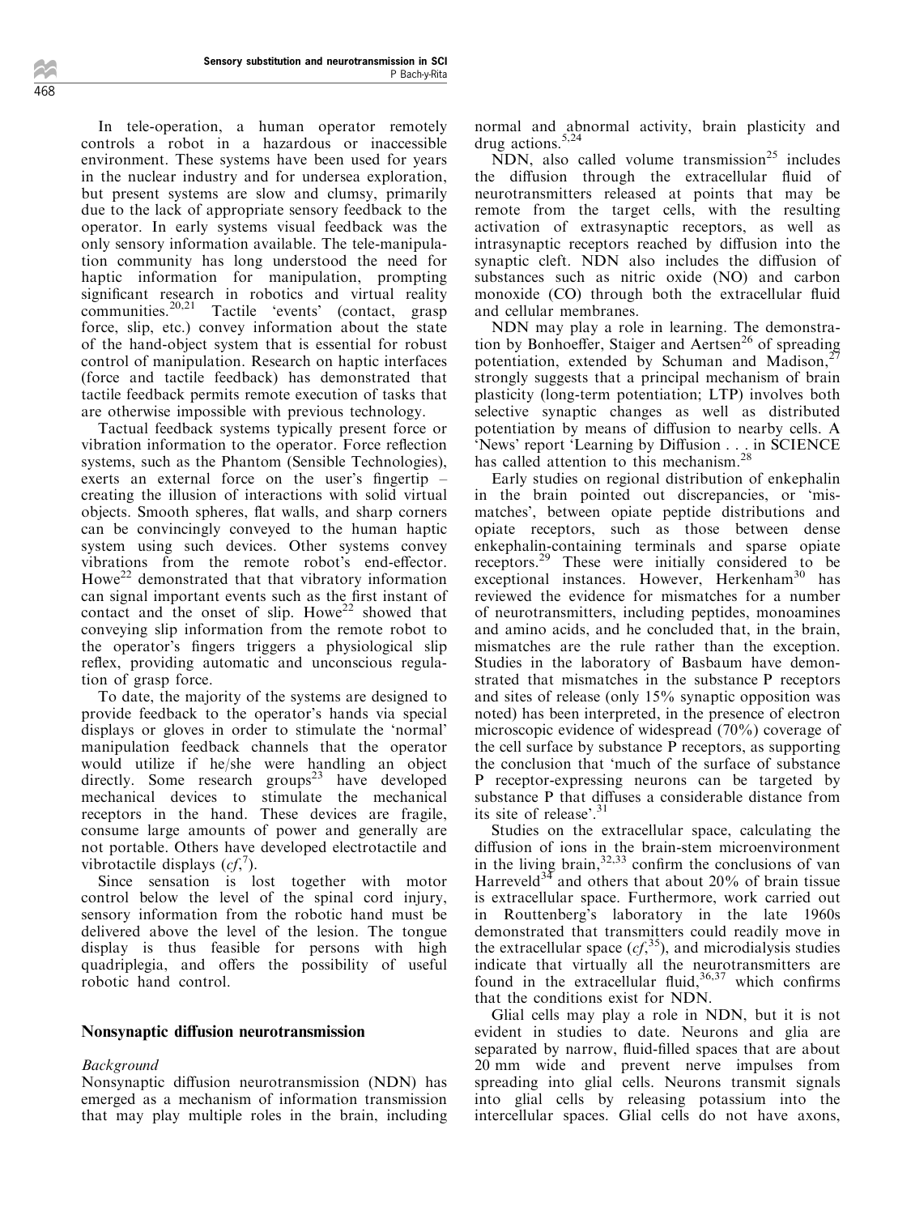In tele-operation, a human operator remotely controls a robot in a hazardous or inaccessible environment. These systems have been used for years in the nuclear industry and for undersea exploration, but present systems are slow and clumsy, primarily due to the lack of appropriate sensory feedback to the operator. In early systems visual feedback was the only sensory information available. The tele-manipulation community has long understood the need for haptic information for manipulation, prompting significant research in robotics and virtual reality communities.[20,21] Tactile 'events' (contact, grasp force, slip, etc.) convey information about the state of the hand-object system that is essential for robust control of manipulation. Research on haptic interfaces (force and tactile feedback) has demonstrated that tactile feedback permits remote execution of tasks that are otherwise impossible with previous technology.

Tactual feedback systems typically present force or vibration information to the operator. Force reflection systems, such as the Phantom (Sensible Technologies), exerts an external force on the user's fingertip – creating the illusion of interactions with solid virtual objects. Smooth spheres, flat walls, and sharp corners can be convincingly conveyed to the human haptic system using such devices. Other systems convey vibrations from the remote robot's end-effector. Howe[22] demonstrated that that vibratory information can signal important events such as the first instant of contact and the onset of slip. Howe[22] showed that conveying slip information from the remote robot to the operator's fingers triggers a physiological slip reflex, providing automatic and unconscious regulation of grasp force.

To date, the majority of the systems are designed to provide feedback to the operator's hands via special displays or gloves in order to stimulate the 'normal' manipulation feedback channels that the operator would utilize if he/she were handling an object directly. Some research groups[23] have developed mechanical devices to stimulate the mechanical receptors in the hand. These devices are fragile, consume large amounts of power and generally are not portable. Others have developed electrotactile and vibrotactile displays (*cf*,[7]).

Since sensation is lost together with motor control below the level of the spinal cord injury, sensory information from the robotic hand must be delivered above the level of the lesion. The tongue display is thus feasible for persons with high quadriplegia, and offers the possibility of useful robotic hand control.

## Nonsynaptic diffusion neurotransmission

### *Background*

Nonsynaptic diffusion neurotransmission (NDN) has emerged as a mechanism of information transmission that may play multiple roles in the brain, including normal and abnormal activity, brain plasticity and drug actions.[5,24]

NDN, also called volume transmission[25] includes the diffusion through the extracellular fluid of neurotransmitters released at points that may be remote from the target cells, with the resulting activation of extrasynaptic receptors, as well as intrasynaptic receptors reached by diffusion into the synaptic cleft. NDN also includes the diffusion of substances such as nitric oxide (NO) and carbon monoxide (CO) through both the extracellular fluid and cellular membranes.

NDN may play a role in learning. The demonstration by Bonhoeffer, Staiger and Aertsen[26] of spreading potentiation, extended by Schuman and Madison,[27] strongly suggests that a principal mechanism of brain plasticity (long-term potentiation; LTP) involves both selective synaptic changes as well as distributed potentiation by means of diffusion to nearby cells. A 'News' report 'Learning by Diffusion . . . in SCIENCE has called attention to this mechanism.[28]

Early studies on regional distribution of enkephalin in the brain pointed out discrepancies, or 'mismatches', between opiate peptide distributions and opiate receptors, such as those between dense enkephalin-containing terminals and sparse opiate receptors.[29] These were initially considered to be exceptional instances. However, Herkenham[30] has reviewed the evidence for mismatches for a number of neurotransmitters, including peptides, monoamines and amino acids, and he concluded that, in the brain, mismatches are the rule rather than the exception. Studies in the laboratory of Basbaum have demonstrated that mismatches in the substance P receptors and sites of release (only 15% synaptic opposition was noted) has been interpreted, in the presence of electron microscopic evidence of widespread (70%) coverage of the cell surface by substance P receptors, as supporting the conclusion that 'much of the surface of substance P receptor-expressing neurons can be targeted by substance P that diffuses a considerable distance from its site of release'.[31]

Studies on the extracellular space, calculating the diffusion of ions in the brain-stem microenvironment in the living brain,[32,33] confirm the conclusions of van Harreveld[34] and others that about 20% of brain tissue is extracellular space. Furthermore, work carried out in Routtenberg's laboratory in the late 1960s demonstrated that transmitters could readily move in the extracellular space (*cf*,[35]), and microdialysis studies indicate that virtually all the neurotransmitters are found in the extracellular fluid,[36,37] which confirms that the conditions exist for NDN.

Glial cells may play a role in NDN, but it is not evident in studies to date. Neurons and glia are separated by narrow, fluid-filled spaces that are about 20 mm wide and prevent nerve impulses from spreading into glial cells. Neurons transmit signals into glial cells by releasing potassium into the intercellular spaces. Glial cells do not have axons,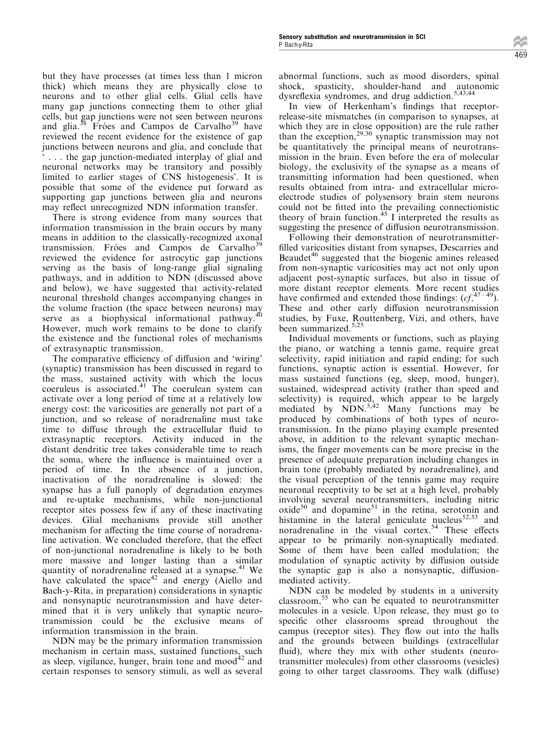but they have processes (at times less than 1 micron thick) which means they are physically close to neurons and to other glial cells. Glial cells have many gap junctions connecting them to other glial cells, but gap junctions were not seen between neurons and glia.[38] Fróes and Campos de Carvalho[39] have reviewed the recent evidence for the existence of gap junctions between neurons and glia, and conclude that '. . . the gap junction-mediated interplay of glial and neuronal networks may be transitory and possibly limited to earlier stages of CNS histogenesis'. It is possible that some of the evidence put forward as supporting gap junctions between glia and neurons may reflect unrecognized NDN information transfer.

There is strong evidence from many sources that information transmission in the brain occurs by many means in addition to the classically-recognized axonal transmission. Fróes and Campos de Carvalho[39] reviewed the evidence for astrocytic gap junctions serving as the basis of long-range glial signaling pathways, and in addition to NDN (discussed above and below), we have suggested that activity-related neuronal threshold changes accompanying changes in the volume fraction (the space between neurons) may serve as a biophysical informational pathway.[40] However, much work remains to be done to clarify the existence and the functional roles of mechanisms of extrasynaptic transmission.

The comparative efficiency of diffusion and 'wiring' (synaptic) transmission has been discussed in regard to the mass, sustained activity with which the locus coeruleus is associated.[41] The coerulean system can activate over a long period of time at a relatively low energy cost: the varicosities are generally not part of a junction, and so release of noradrenaline must take time to diffuse through the extracellular fluid to extrasynaptic receptors. Activity induced in the distant dendritic tree takes considerable time to reach the soma, where the influence is maintained over a period of time. In the absence of a junction, inactivation of the noradrenaline is slowed: the synapse has a full panoply of degradation enzymes and re-uptake mechanisms, while non-junctional receptor sites possess few if any of these inactivating devices. Glial mechanisms provide still another mechanism for affecting the time course of noradrenaline activation. We concluded therefore, that the effect of non-junctional noradrenaline is likely to be both more massive and longer lasting than a similar quantity of noradrenaline released at a synapse.[41] We have calculated the space[42] and energy (Aiello and Bach-y-Rita, in preparation) considerations in synaptic and nonsynaptic neurotransmission and have determined that it is very unlikely that synaptic neurotransmission could be the exclusive means of information transmission in the brain.

NDN may be the primary information transmission mechanism in certain mass, sustained functions, such as sleep, vigilance, hunger, brain tone and mood[42] and certain responses to sensory stimuli, as well as several abnormal functions, such as mood disorders, spinal shock, spasticity, shoulder-hand and autonomic dysreflexia syndromes, and drug addiction.[5,43,44]

In view of Herkenham's findings that receptor-release-site mismatches (in comparison to synapses, at which they are in close opposition) are the rule rather than the exception,[29,30] synaptic transmission may not be quantitatively the principal means of neurotransmission in the brain. Even before the era of molecular biology, the exclusivity of the synapse as a means of transmitting information had been questioned, when results obtained from intra- and extracellular microelectrode studies of polysensory brain stem neurons could not be fitted into the prevailing connectionistic theory of brain function.[45] I interpreted the results as suggesting the presence of diffusion neurotransmission.

Following their demonstration of neurotransmitter-filled varicosities distant from synapses, Descarries and Beaudet[46] suggested that the biogenic amines released from non-synaptic varicosities may act not only upon adjacent post-synaptic surfaces, but also in tissue of more distant receptor elements. More recent studies have confirmed and extended those findings: (*cf*,[47–49]). These and other early diffusion neurotransmission studies, by Fuxe, Routtenberg, Vizi, and others, have been summarized.[5,25]

Individual movements or functions, such as playing the piano, or watching a tennis game, require great selectivity, rapid initiation and rapid ending; for such functions, synaptic action is essential. However, for mass sustained functions (eg, sleep, mood, hunger), sustained, widespread activity (rather than speed and selectivity) is required, which appear to be largely mediated by NDN.[5,42] Many functions may be produced by combinations of both types of neurotransmission. In the piano playing example presented above, in addition to the relevant synaptic mechanisms, the finger movements can be more precise in the presence of adequate preparation including changes in brain tone (probably mediated by noradrenaline), and the visual perception of the tennis game may require neuronal receptivity to be set at a high level, probably involving several neurotransmitters, including nitric oxide[50] and dopamine[51] in the retina, serotonin and histamine in the lateral geniculate nucleus[52,53] and noradrenaline in the visual cortex.[54] These effects appear to be primarily non-synaptically mediated. Some of them have been called modulation; the modulation of synaptic activity by diffusion outside the synaptic gap is also a nonsynaptic, diffusion-mediated activity.

NDN can be modeled by students in a university classroom,[55] who can be equated to neurotransmitter molecules in a vesicle. Upon release, they must go to specific other classrooms spread throughout the campus (receptor sites). They flow out into the halls and the grounds between buildings (extracellular fluid), where they mix with other students (neurotransmitter molecules) from other classrooms (vesicles) going to other target classrooms. They walk (diffuse)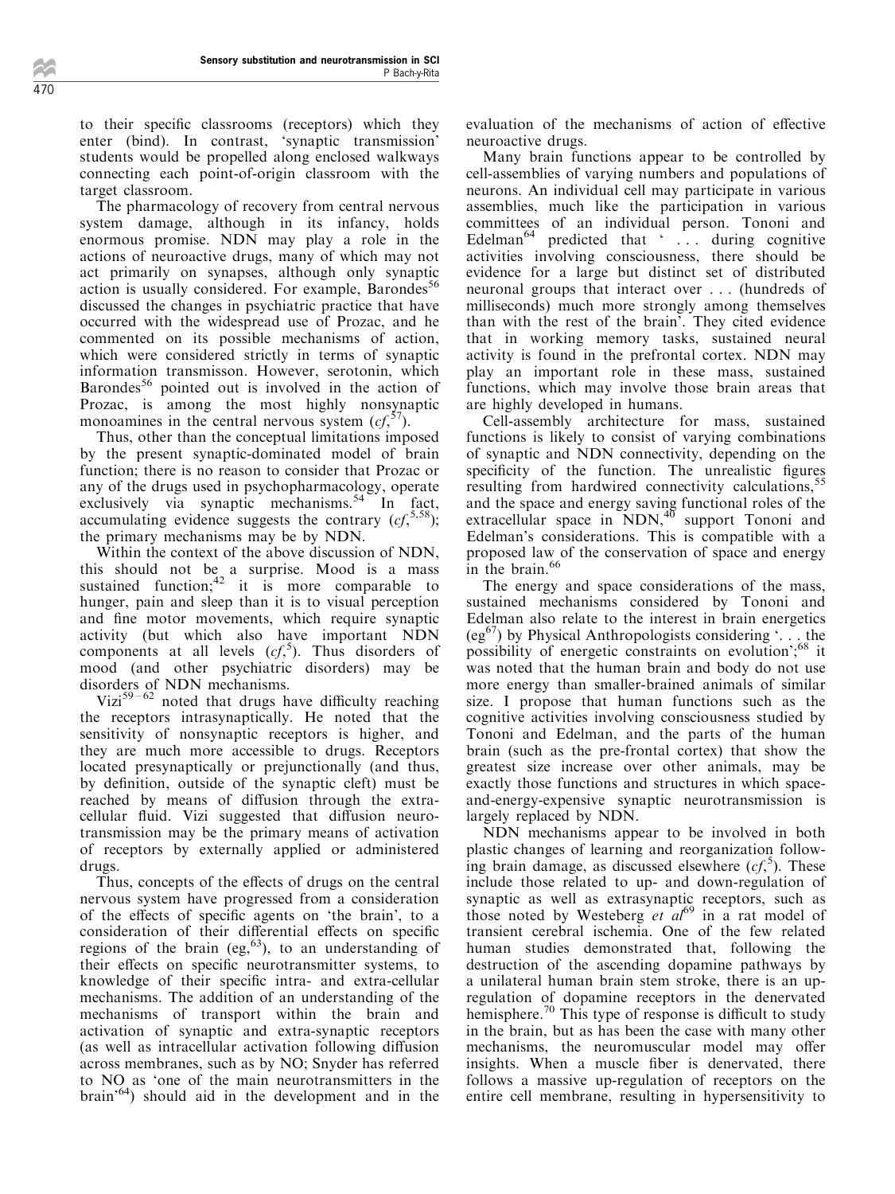to their specific classrooms (receptors) which they enter (bind). In contrast, 'synaptic transmission' students would be propelled along enclosed walkways connecting each point-of-origin classroom with the target classroom.

The pharmacology of recovery from central nervous system damage, although in its infancy, holds enormous promise. NDN may play a role in the actions of neuroactive drugs, many of which may not act primarily on synapses, although only synaptic action is usually considered. For example, Barondes[56] discussed the changes in psychiatric practice that have occurred with the widespread use of Prozac, and he commented on its possible mechanisms of action, which were considered strictly in terms of synaptic information transmisson. However, serotonin, which Barondes[56] pointed out is involved in the action of Prozac, is among the most highly nonsynaptic monoamines in the central nervous system (*cf*,[57]).

Thus, other than the conceptual limitations imposed by the present synaptic-dominated model of brain function; there is no reason to consider that Prozac or any of the drugs used in psychopharmacology, operate exclusively via synaptic mechanisms.[54] In fact, accumulating evidence suggests the contrary (*cf*,[5,58]); the primary mechanisms may be by NDN.

Within the context of the above discussion of NDN, this should not be a surprise. Mood is a mass sustained function;[42] it is more comparable to hunger, pain and sleep than it is to visual perception and fine motor movements, which require synaptic activity (but which also have important NDN components at all levels (*cf*,[5]). Thus disorders of mood (and other psychiatric disorders) may be disorders of NDN mechanisms.

Vizi[59–62] noted that drugs have difficulty reaching the receptors intrasynaptically. He noted that the sensitivity of nonsynaptic receptors is higher, and they are much more accessible to drugs. Receptors located presynaptically or prejunctionally (and thus, by definition, outside of the synaptic cleft) must be reached by means of diffusion through the extracellular fluid. Vizi suggested that diffusion neurotransmission may be the primary means of activation of receptors by externally applied or administered drugs.

Thus, concepts of the effects of drugs on the central nervous system have progressed from a consideration of the effects of specific agents on 'the brain', to a consideration of their differential effects on specific regions of the brain (eg,[63]), to an understanding of their effects on specific neurotransmitter systems, to knowledge of their specific intra- and extra-cellular mechanisms. The addition of an understanding of the mechanisms of transport within the brain and activation of synaptic and extra-synaptic receptors (as well as intracellular activation following diffusion across membranes, such as by NO; Snyder has referred to NO as 'one of the main neurotransmitters in the brain'[64]) should aid in the development and in the evaluation of the mechanisms of action of effective neuroactive drugs.

Many brain functions appear to be controlled by cell-assemblies of varying numbers and populations of neurons. An individual cell may participate in various assemblies, much like the participation in various committees of an individual person. Tononi and Edelman[64] predicted that '. . . during cognitive activities involving consciousness, there should be evidence for a large but distinct set of distributed neuronal groups that interact over . . . (hundreds of milliseconds) much more strongly among themselves than with the rest of the brain'. They cited evidence that in working memory tasks, sustained neural activity is found in the prefrontal cortex. NDN may play an important role in these mass, sustained functions, which may involve those brain areas that are highly developed in humans.

Cell-assembly architecture for mass, sustained functions is likely to consist of varying combinations of synaptic and NDN connectivity, depending on the specificity of the function. The unrealistic figures resulting from hardwired connectivity calculations,[55] and the space and energy saving functional roles of the extracellular space in NDN,[40] support Tononi and Edelman's considerations. This is compatible with a proposed law of the conservation of space and energy in the brain.[66]

The energy and space considerations of the mass, sustained mechanisms considered by Tononi and Edelman also relate to the interest in brain energetics (eg[67]) by Physical Anthropologists considering '. . . the possibility of energetic constraints on evolution';[68] it was noted that the human brain and body do not use more energy than smaller-brained animals of similar size. I propose that human functions such as the cognitive activities involving consciousness studied by Tononi and Edelman, and the parts of the human brain (such as the pre-frontal cortex) that show the greatest size increase over other animals, may be exactly those functions and structures in which space-and-energy-expensive synaptic neurotransmission is largely replaced by NDN.

NDN mechanisms appear to be involved in both plastic changes of learning and reorganization following brain damage, as discussed elsewhere (*cf*,[5]). These include those related to up- and down-regulation of synaptic as well as extrasynaptic receptors, such as those noted by Westeberg *et al*[69] in a rat model of transient cerebral ischemia. One of the few related human studies demonstrated that, following the destruction of the ascending dopamine pathways by a unilateral human brain stem stroke, there is an up-regulation of dopamine receptors in the denervated hemisphere.[70] This type of response is difficult to study in the brain, but as has been the case with many other mechanisms, the neuromuscular model may offer insights. When a muscle fiber is denervated, there follows a massive up-regulation of receptors on the entire cell membrane, resulting in hypersensitivity to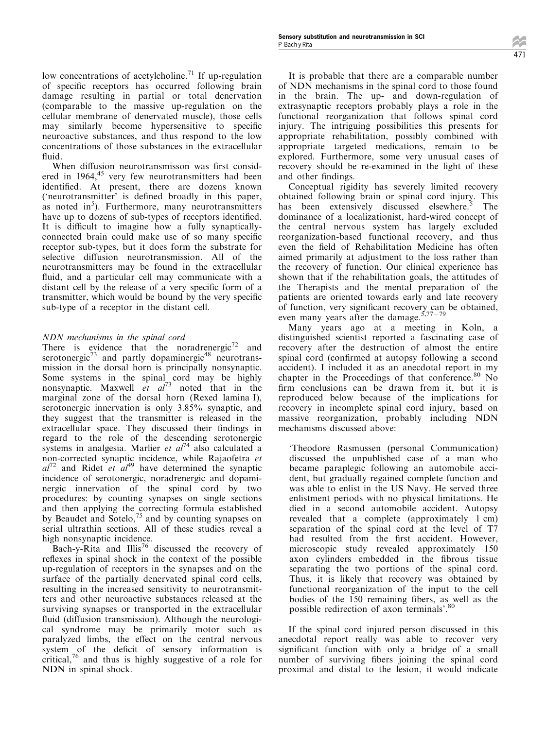low concentrations of acetylcholine.[71] If up-regulation of specific receptors has occurred following brain damage resulting in partial or total denervation (comparable to the massive up-regulation on the cellular membrane of denervated muscle), those cells may similarly become hypersensitive to specific neuroactive substances, and thus respond to the low concentrations of those substances in the extracellular fluid.

When diffusion neurotransmisson was first considered in 1964,[45] very few neurotransmitters had been identified. At present, there are dozens known ('neurotransmitter' is defined broadly in this paper, as noted in[5]). Furthermore, many neurotransmitters have up to dozens of sub-types of receptors identified. It is difficult to imagine how a fully synaptically-connected brain could make use of so many specific receptor sub-types, but it does form the substrate for selective diffusion neurotransmission. All of the neurotransmitters may be found in the extracellular fluid, and a particular cell may communicate with a distant cell by the release of a very specific form of a transmitter, which would be bound by the very specific sub-type of a receptor in the distant cell.

### *NDN mechanisms in the spinal cord*

There is evidence that the noradrenergic[72] and serotonergic[73] and partly dopaminergic[48] neurotransmission in the dorsal horn is principally nonsynaptic. Some systems in the spinal cord may be highly nonsynaptic. Maxwell *et al*[73] noted that in the marginal zone of the dorsal horn (Rexed lamina I), serotonergic innervation is only 3.85% synaptic, and they suggest that the transmitter is released in the extracellular space. They discussed their findings in regard to the role of the descending serotonergic systems in analgesia. Marlier *et al*[74] also calculated a non-corrected synaptic incidence, while Rajaofetra *et al*[72] and Ridet *et al*[49] have determined the synaptic incidence of serotonergic, noradrenergic and dopaminergic innervation of the spinal cord by two procedures: by counting synapses on single sections and then applying the correcting formula established by Beaudet and Sotelo,[75] and by counting synapses on serial ultrathin sections. All of these studies reveal a high nonsynaptic incidence.

Bach-y-Rita and Illis[76] discussed the recovery of reflexes in spinal shock in the context of the possible up-regulation of receptors in the synapses and on the surface of the partially denervated spinal cord cells, resulting in the increased sensitivity to neurotransmitters and other neuroactive substances released at the surviving synapses or transported in the extracellular fluid (diffusion transmission). Although the neurological syndrome may be primarily motor such as paralyzed limbs, the effect on the central nervous system of the deficit of sensory information is critical,[76] and thus is highly suggestive of a role for NDN in spinal shock.

It is probable that there are a comparable number of NDN mechanisms in the spinal cord to those found in the brain. The up- and down-regulation of extrasynaptic receptors probably plays a role in the functional reorganization that follows spinal cord injury. The intriguing possibilities this presents for appropriate rehabilitation, possibly combined with appropriate targeted medications, remain to be explored. Furthermore, some very unusual cases of recovery should be re-examined in the light of these and other findings.

Conceptual rigidity has severely limited recovery obtained following brain or spinal cord injury. This has been extensively discussed elsewhere.[5] The dominance of a localizationist, hard-wired concept of the central nervous system has largely excluded reorganization-based functional recovery, and thus even the field of Rehabilitation Medicine has often aimed primarily at adjustment to the loss rather than the recovery of function. Our clinical experience has shown that if the rehabilitation goals, the attitudes of the Therapists and the mental preparation of the patients are oriented towards early and late recovery of function, very significant recovery can be obtained, even many years after the damage.[5,77–79]

Many years ago at a meeting in Koln, a distinguished scientist reported a fascinating case of recovery after the destruction of almost the entire spinal cord (confirmed at autopsy following a second accident). I included it as an anecdotal report in my chapter in the Proceedings of that conference.[80] No firm conclusions can be drawn from it, but it is reproduced below because of the implications for recovery in incomplete spinal cord injury, based on massive reorganization, probably including NDN mechanisms discussed above:

> 'Theodore Rasmussen (personal Communication) discussed the unpublished case of a man who became paraplegic following an automobile accident, but gradually regained complete function and was able to enlist in the US Navy. He served three enlistment periods with no physical limitations. He died in a second automobile accident. Autopsy revealed that a complete (approximately 1 cm) separation of the spinal cord at the level of T7 had resulted from the first accident. However, microscopic study revealed approximately 150 axon cylinders embedded in the fibrous tissue separating the two portions of the spinal cord. Thus, it is likely that recovery was obtained by functional reorganization of the input to the cell bodies of the 150 remaining fibers, as well as the possible redirection of axon terminals'.[80]

If the spinal cord injured person discussed in this anecdotal report really was able to recover very significant function with only a bridge of a small number of surviving fibers joining the spinal cord proximal and distal to the lesion, it would indicate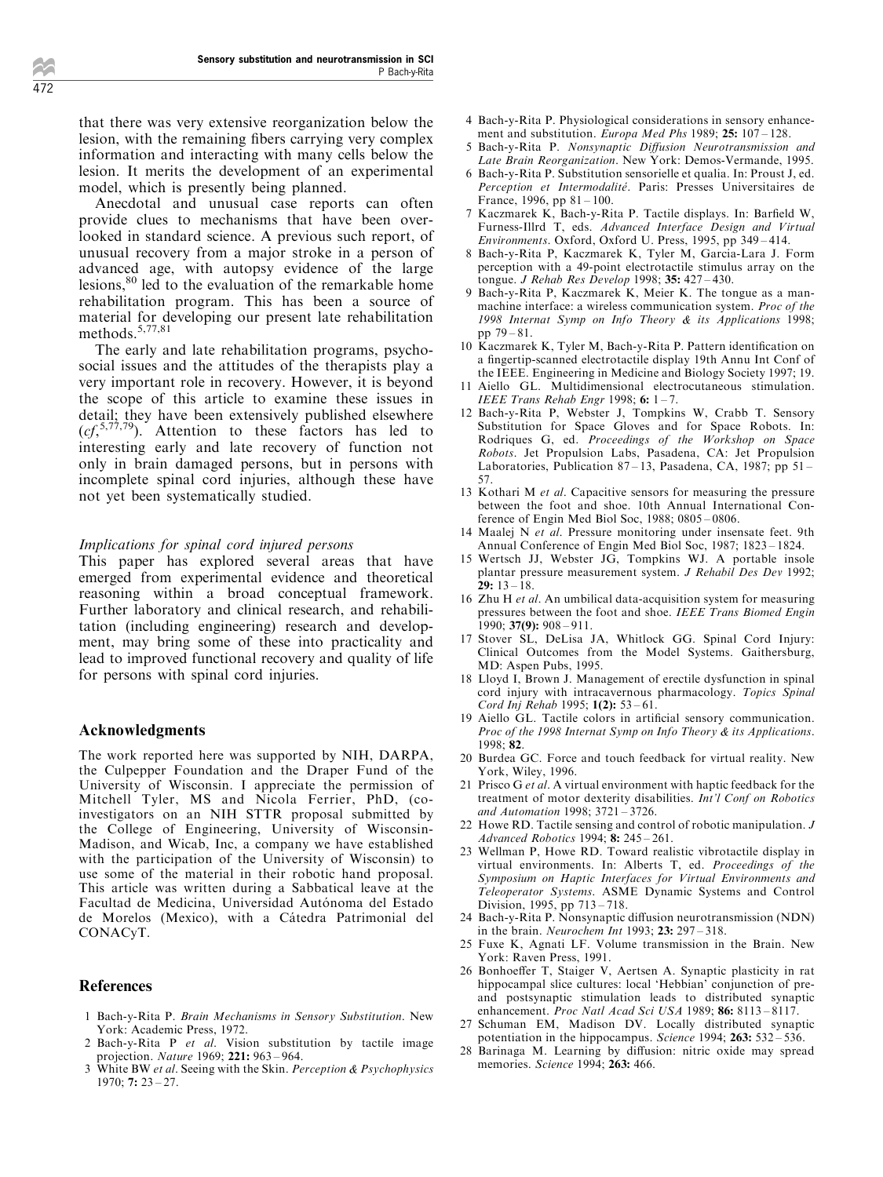that there was very extensive reorganization below the lesion, with the remaining fibers carrying very complex information and interacting with many cells below the lesion. It merits the development of an experimental model, which is presently being planned.

Anecdotal and unusual case reports can often provide clues to mechanisms that have been overlooked in standard science. A previous such report, of unusual recovery from a major stroke in a person of advanced age, with autopsy evidence of the large lesions,[80] led to the evaluation of the remarkable home rehabilitation program. This has been a source of material for developing our present late rehabilitation methods.[5,77,81]

The early and late rehabilitation programs, psychosocial issues and the attitudes of the therapists play a very important role in recovery. However, it is beyond the scope of this article to examine these issues in detail; they have been extensively published elsewhere (*cf*,[5,77,79]). Attention to these factors has led to interesting early and late recovery of function not only in brain damaged persons, but in persons with incomplete spinal cord injuries, although these have not yet been systematically studied.

### *Implications for spinal cord injured persons*

This paper has explored several areas that have emerged from experimental evidence and theoretical reasoning within a broad conceptual framework. Further laboratory and clinical research, and rehabilitation (including engineering) research and development, may bring some of these into practicality and lead to improved functional recovery and quality of life for persons with spinal cord injuries.

## Acknowledgments

The work reported here was supported by NIH, DARPA, the Culpepper Foundation and the Draper Fund of the University of Wisconsin. I appreciate the permission of Mitchell Tyler, MS and Nicola Ferrier, PhD, (co-investigators on an NIH STTR proposal submitted by the College of Engineering, University of Wisconsin-Madison, and Wicab, Inc, a company we have established with the participation of the University of Wisconsin) to use some of the material in their robotic hand proposal. This article was written during a Sabbatical leave at the Facultad de Medicina, Universidad Autónoma del Estado de Morelos (Mexico), with a Cátedra Patrimonial del CONACyT.

## References

1. Bach-y-Rita P. *Brain Mechanisms in Sensory Substitution*. New York: Academic Press, 1972.
2. Bach-y-Rita P *et al*. Vision substitution by tactile image projection. *Nature* 1969; **221:** 963 – 964.
3. White BW *et al*. Seeing with the Skin. *Perception & Psychophysics* 1970; **7:** 23 – 27.
4. Bach-y-Rita P. Physiological considerations in sensory enhancement and substitution. *Europa Med Phs* 1989; **25:** 107 – 128.
5. Bach-y-Rita P. *Nonsynaptic Diffusion Neurotransmission and Late Brain Reorganization*. New York: Demos-Vermande, 1995.
6. Bach-y-Rita P. Substitution sensorielle et qualia. In: Proust J, ed. *Perception et Intermodalité*. Paris: Presses Universitaires de France, 1996, pp 81 – 100.
7. Kaczmarek K, Bach-y-Rita P. Tactile displays. In: Barfield W, Furness-Illrd T, eds. *Advanced Interface Design and Virtual Environments*. Oxford, Oxford U. Press, 1995, pp 349 – 414.
8. Bach-y-Rita P, Kaczmarek K, Tyler M, Garcia-Lara J. Form perception with a 49-point electrotactile stimulus array on the tongue. *J Rehab Res Develop* 1998; **35:** 427 – 430.
9. Bach-y-Rita P, Kaczmarek K, Meier K. The tongue as a man-machine interface: a wireless communication system. *Proc of the 1998 Internat Symp on Info Theory & its Applications* 1998; pp 79 – 81.
10. Kaczmarek K, Tyler M, Bach-y-Rita P. Pattern identification on a fingertip-scanned electrotactile display 19th Annu Int Conf of the IEEE. Engineering in Medicine and Biology Society 1997; 19.
11. Aiello GL. Multidimensional electrocutaneous stimulation. *IEEE Trans Rehab Engr* 1998; **6:** 1 – 7.
12. Bach-y-Rita P, Webster J, Tompkins W, Crabb T. Sensory Substitution for Space Gloves and for Space Robots. In: Rodriques G, ed. *Proceedings of the Workshop on Space Robots*. Jet Propulsion Labs, Pasadena, CA: Jet Propulsion Laboratories, Publication 87 – 13, Pasadena, CA, 1987; pp 51 – 57.
13. Kothari M *et al*. Capacitive sensors for measuring the pressure between the foot and shoe. 10th Annual International Conference of Engin Med Biol Soc, 1988; 0805 – 0806.
14. Maalej N *et al*. Pressure monitoring under insensate feet. 9th Annual Conference of Engin Med Biol Soc, 1987; 1823 – 1824.
15. Wertsch JJ, Webster JG, Tompkins WJ. A portable insole plantar pressure measurement system. *J Rehabil Des Dev* 1992; **29:** 13 – 18.
16. Zhu H *et al*. An umbilical data-acquisition system for measuring pressures between the foot and shoe. *IEEE Trans Biomed Engin* 1990; **37(9):** 908 – 911.
17. Stover SL, DeLisa JA, Whitlock GG. Spinal Cord Injury: Clinical Outcomes from the Model Systems. Gaithersburg, MD: Aspen Pubs, 1995.
18. Lloyd I, Brown J. Management of erectile dysfunction in spinal cord injury with intracavernous pharmacology. *Topics Spinal Cord Inj Rehab* 1995; **1(2):** 53 – 61.
19. Aiello GL. Tactile colors in artificial sensory communication. *Proc of the 1998 Internat Symp on Info Theory & its Applications*. 1998; **82**.
20. Burdea GC. Force and touch feedback for virtual reality. New York, Wiley, 1996.
21. Prisco G *et al*. A virtual environment with haptic feedback for the treatment of motor dexterity disabilities. *Int'l Conf on Robotics and Automation* 1998; 3721 – 3726.
22. Howe RD. Tactile sensing and control of robotic manipulation. *J Advanced Robotics* 1994; **8:** 245 – 261.
23. Wellman P, Howe RD. Toward realistic vibrotactile display in virtual environments. In: Alberts T, ed. *Proceedings of the Symposium on Haptic Interfaces for Virtual Environments and Teleoperator Systems*. ASME Dynamic Systems and Control Division, 1995, pp 713 – 718.
24. Bach-y-Rita P. Nonsynaptic diffusion neurotransmission (NDN) in the brain. *Neurochem Int* 1993; **23:** 297 – 318.
25. Fuxe K, Agnati LF. Volume transmission in the Brain. New York: Raven Press, 1991.
26. Bonhoeffer T, Staiger V, Aertsen A. Synaptic plasticity in rat hippocampal slice cultures: local 'Hebbian' conjunction of pre- and postsynaptic stimulation leads to distributed synaptic enhancement. *Proc Natl Acad Sci USA* 1989; **86:** 8113 – 8117.
27. Schuman EM, Madison DV. Locally distributed synaptic potentiation in the hippocampus. *Science* 1994; **263:** 532 – 536.
28. Barinaga M. Learning by diffusion: nitric oxide may spread memories. *Science* 1994; **263:** 466.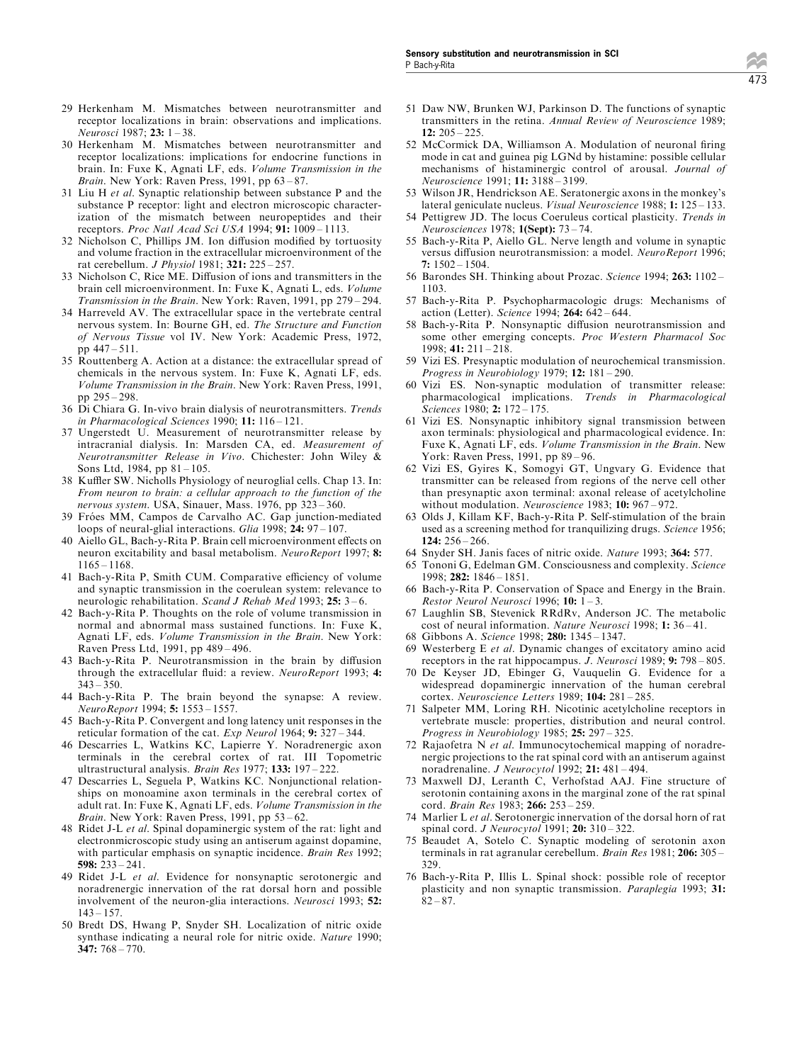29 Herkenham M. Mismatches between neurotransmitter and receptor localizations in brain: observations and implications. *Neurosci* 1987; **23:** 1 – 38.

30 Herkenham M. Mismatches between neurotransmitter and receptor localizations: implications for endocrine functions in brain. In: Fuxe K, Agnati LF, eds. *Volume Transmission in the Brain*. New York: Raven Press, 1991, pp 63 – 87.

31 Liu H *et al*. Synaptic relationship between substance P and the substance P receptor: light and electron microscopic characterization of the mismatch between neuropeptides and their receptors. *Proc Natl Acad Sci USA* 1994; **91:** 1009 – 1113.

32 Nicholson C, Phillips JM. Ion diffusion modified by tortuosity and volume fraction in the extracellular microenvironment of the rat cerebellum. *J Physiol* 1981; **321:** 225 – 257.

33 Nicholson C, Rice ME. Diffusion of ions and transmitters in the brain cell microenvironment. In: Fuxe K, Agnati L, eds. *Volume Transmission in the Brain*. New York: Raven, 1991, pp 279 – 294.

34 Harreveld AV. The extracellular space in the vertebrate central nervous system. In: Bourne GH, ed. *The Structure and Function of Nervous Tissue* vol IV. New York: Academic Press, 1972, pp 447 – 511.

35 Routtenberg A. Action at a distance: the extracellular spread of chemicals in the nervous system. In: Fuxe K, Agnati LF, eds. *Volume Transmission in the Brain*. New York: Raven Press, 1991, pp 295 – 298.

36 Di Chiara G. In-vivo brain dialysis of neurotransmitters. *Trends in Pharmacological Sciences* 1990; **11:** 116 – 121.

37 Ungerstedt U. Measurement of neurotransmitter release by intracranial dialysis. In: Marsden CA, ed. *Measurement of Neurotransmitter Release in Vivo*. Chichester: John Wiley & Sons Ltd, 1984, pp 81 – 105.

38 Kuffler SW. Nicholls Physiology of neuroglial cells. Chap 13. In: *From neuron to brain: a cellular approach to the function of the nervous system*. USA, Sinauer, Mass. 1976, pp 323 – 360.

39 Fróes MM, Campos de Carvalho AC. Gap junction-mediated loops of neural-glial interactions. *Glia* 1998; **24:** 97 – 107.

40 Aiello GL, Bach-y-Rita P. Brain cell microenvironment effects on neuron excitability and basal metabolism. *NeuroReport* 1997; **8:** 1165 – 1168.

41 Bach-y-Rita P, Smith CUM. Comparative efficiency of volume and synaptic transmission in the coerulean system: relevance to neurologic rehabilitation. *Scand J Rehab Med* 1993; **25:** 3 – 6.

42 Bach-y-Rita P. Thoughts on the role of volume transmission in normal and abnormal mass sustained functions. In: Fuxe K, Agnati LF, eds. *Volume Transmission in the Brain*. New York: Raven Press Ltd, 1991, pp 489 – 496.

43 Bach-y-Rita P. Neurotransmission in the brain by diffusion through the extracellular fluid: a review. *NeuroReport* 1993; **4:** 343 – 350.

44 Bach-y-Rita P. The brain beyond the synapse: A review. *NeuroReport* 1994; **5:** 1553 – 1557.

45 Bach-y-Rita P. Convergent and long latency unit responses in the reticular formation of the cat. *Exp Neurol* 1964; **9:** 327 – 344.

46 Descarries L, Watkins KC, Lapierre Y. Noradrenergic axon terminals in the cerebral cortex of rat. III Topometric ultrastructural analysis. *Brain Res* 1977; **133:** 197 – 222.

47 Descarries L, Seguela P, Watkins KC. Nonjunctional relationships on monoamine axon terminals in the cerebral cortex of adult rat. In: Fuxe K, Agnati LF, eds. *Volume Transmission in the Brain*. New York: Raven Press, 1991, pp 53 – 62.

48 Ridet J-L *et al*. Spinal dopaminergic system of the rat: light and electronmicroscopic study using an antiserum against dopamine, with particular emphasis on synaptic incidence. *Brain Res* 1992; **598:** 233 – 241.

49 Ridet J-L *et al*. Evidence for nonsynaptic serotonergic and noradrenergic innervation of the rat dorsal horn and possible involvement of the neuron-glia interactions. *Neurosci* 1993; **52:** 143 – 157.

50 Bredt DS, Hwang P, Snyder SH. Localization of nitric oxide synthase indicating a neural role for nitric oxide. *Nature* 1990; **347:** 768 – 770.

51 Daw NW, Brunken WJ, Parkinson D. The functions of synaptic transmitters in the retina. *Annual Review of Neuroscience* 1989; **12:** 205 – 225.

52 McCormick DA, Williamson A. Modulation of neuronal firing mode in cat and guinea pig LGNd by histamine: possible cellular mechanisms of histaminergic control of arousal. *Journal of Neuroscience* 1991; **11:** 3188 – 3199.

53 Wilson JR, Hendrickson AE. Seratonergic axons in the monkey's lateral geniculate nucleus. *Visual Neuroscience* 1988; **1:** 125 – 133.

54 Pettigrew JD. The locus Coeruleus cortical plasticity. *Trends in Neurosciences* 1978; **1(Sept):** 73 – 74.

55 Bach-y-Rita P, Aiello GL. Nerve length and volume in synaptic versus diffusion neurotransmission: a model. *NeuroReport* 1996; **7:** 1502 – 1504.

56 Barondes SH. Thinking about Prozac. *Science* 1994; **263:** 1102 – 1103.

57 Bach-y-Rita P. Psychopharmacologic drugs: Mechanisms of action (Letter). *Science* 1994; **264:** 642 – 644.

58 Bach-y-Rita P. Nonsynaptic diffusion neurotransmission and some other emerging concepts. *Proc Western Pharmacol Soc* 1998; **41:** 211 – 218.

59 Vizi ES. Presynaptic modulation of neurochemical transmission. *Progress in Neurobiology* 1979; **12:** 181 – 290.

60 Vizi ES. Non-synaptic modulation of transmitter release: pharmacological implications. *Trends in Pharmacological Sciences* 1980; **2:** 172 – 175.

61 Vizi ES. Nonsynaptic inhibitory signal transmission between axon terminals: physiological and pharmacological evidence. In: Fuxe K, Agnati LF, eds. *Volume Transmission in the Brain*. New York: Raven Press, 1991, pp 89 – 96.

62 Vizi ES, Gyires K, Somogyi GT, Ungvary G. Evidence that transmitter can be released from regions of the nerve cell other than presynaptic axon terminal: axonal release of acetylcholine without modulation. *Neuroscience* 1983; **10:** 967 – 972.

63 Olds J, Killam KF, Bach-y-Rita P. Self-stimulation of the brain used as a screening method for tranquilizing drugs. *Science* 1956; **124:** 256 – 266.

64 Snyder SH. Janis faces of nitric oxide. *Nature* 1993; **364:** 577.

65 Tononi G, Edelman GM. Consciousness and complexity. *Science* 1998; **282:** 1846 – 1851.

66 Bach-y-Rita P. Conservation of Space and Energy in the Brain. *Restor Neurol Neurosci* 1996; **10:** 1 – 3.

67 Laughlin SB, Stevenick RRdRv, Anderson JC. The metabolic cost of neural information. *Nature Neurosci* 1998; **1:** 36 – 41.

68 Gibbons A. *Science* 1998; **280:** 1345 – 1347.

69 Westerberg E *et al*. Dynamic changes of excitatory amino acid receptors in the rat hippocampus. *J. Neurosci* 1989; **9:** 798 – 805.

70 De Keyser JD, Ebinger G, Vauquelin G. Evidence for a widespread dopaminergic innervation of the human cerebral cortex. *Neuroscience Letters* 1989; **104:** 281 – 285.

71 Salpeter MM, Loring RH. Nicotinic acetylcholine receptors in vertebrate muscle: properties, distribution and neural control. *Progress in Neurobiology* 1985; **25:** 297 – 325.

72 Rajaofetra N *et al*. Immunocytochemical mapping of noradrenergic projections to the rat spinal cord with an antiserum against noradrenaline. *J Neurocytol* 1992; **21:** 481 – 494.

73 Maxwell DJ, Leranth C, Verhofstad AAJ. Fine structure of serotonin containing axons in the marginal zone of the rat spinal cord. *Brain Res* 1983; **266:** 253 – 259.

74 Marlier L *et al*. Serotonergic innervation of the dorsal horn of rat spinal cord. *J Neurocytol* 1991; **20:** 310 – 322.

75 Beaudet A, Sotelo C. Synaptic modeling of serotonin axon terminals in rat agranular cerebellum. *Brain Res* 1981; **206:** 305 – 329.

76 Bach-y-Rita P, Illis L. Spinal shock: possible role of receptor plasticity and non synaptic transmission. *Paraplegia* 1993; **31:** 82 – 87.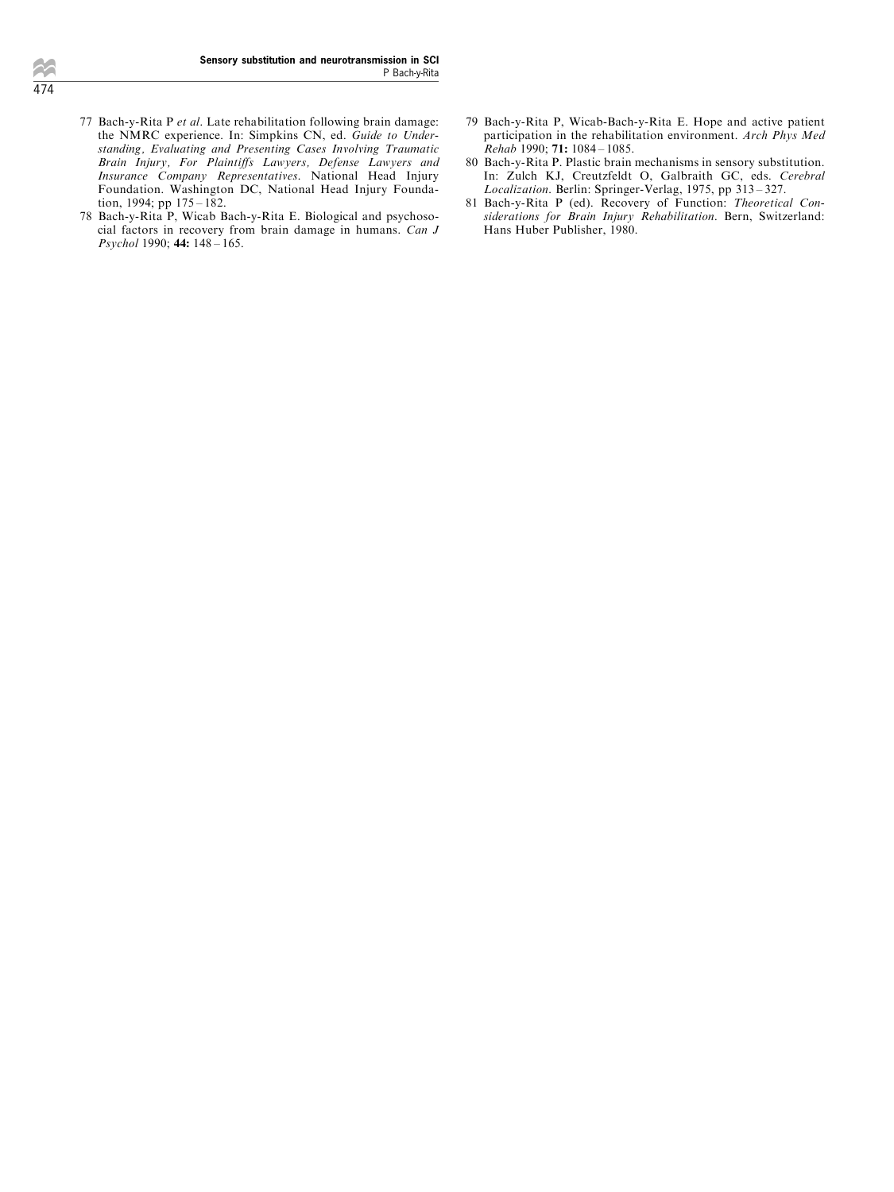77 Bach-y-Rita P *et al*. Late rehabilitation following brain damage: the NMRC experience. In: Simpkins CN, ed. *Guide to Understanding, Evaluating and Presenting Cases Involving Traumatic Brain Injury, For Plaintiffs Lawyers, Defense Lawyers and Insurance Company Representatives*. National Head Injury Foundation. Washington DC, National Head Injury Foundation, 1994; pp 175 – 182.

78 Bach-y-Rita P, Wicab Bach-y-Rita E. Biological and psychosocial factors in recovery from brain damage in humans. *Can J Psychol* 1990; **44:** 148 – 165.

79 Bach-y-Rita P, Wicab-Bach-y-Rita E. Hope and active patient participation in the rehabilitation environment. *Arch Phys Med Rehab* 1990; **71:** 1084 – 1085.

80 Bach-y-Rita P. Plastic brain mechanisms in sensory substitution. In: Zulch KJ, Creutzfeldt O, Galbraith GC, eds. *Cerebral Localization*. Berlin: Springer-Verlag, 1975, pp 313 – 327.

81 Bach-y-Rita P (ed). Recovery of Function: *Theoretical Considerations for Brain Injury Rehabilitation*. Bern, Switzerland: Hans Huber Publisher, 1980.